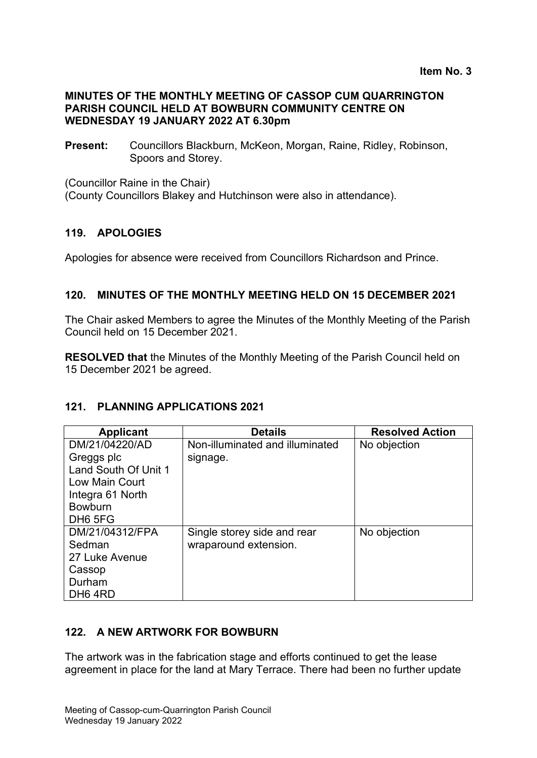**Item No. 3**

**MINUTES OF THE MONTHLY MEETING OF CASSOP CUM QUARRINGTON PARISH COUNCIL HELD AT BOWBURN COMMUNITY CENTRE ON WEDNESDAY 19 JANUARY 2022 AT 6.30pm**

**Present:** Councillors Blackburn, McKeon, Morgan, Raine, Ridley, Robinson, Spoors and Storey.

(Councillor Raine in the Chair)
(County Councillors Blakey and Hutchinson were also in attendance).

## 119. APOLOGIES

Apologies for absence were received from Councillors Richardson and Prince.

## 120. MINUTES OF THE MONTHLY MEETING HELD ON 15 DECEMBER 2021

The Chair asked Members to agree the Minutes of the Monthly Meeting of the Parish Council held on 15 December 2021.

**RESOLVED that** the Minutes of the Monthly Meeting of the Parish Council held on 15 December 2021 be agreed.

## 121. PLANNING APPLICATIONS 2021

| Applicant | Details | Resolved Action |
|---|---|---|
| DM/21/04220/AD<br>Greggs plc<br>Land South Of Unit 1<br>Low Main Court<br>Integra 61 North<br>Bowburn<br>DH6 5FG | Non-illuminated and illuminated signage. | No objection |
| DM/21/04312/FPA<br>Sedman<br>27 Luke Avenue<br>Cassop<br>Durham<br>DH6 4RD | Single storey side and rear wraparound extension. | No objection |

## 122. A NEW ARTWORK FOR BOWBURN

The artwork was in the fabrication stage and efforts continued to get the lease agreement in place for the land at Mary Terrace. There had been no further update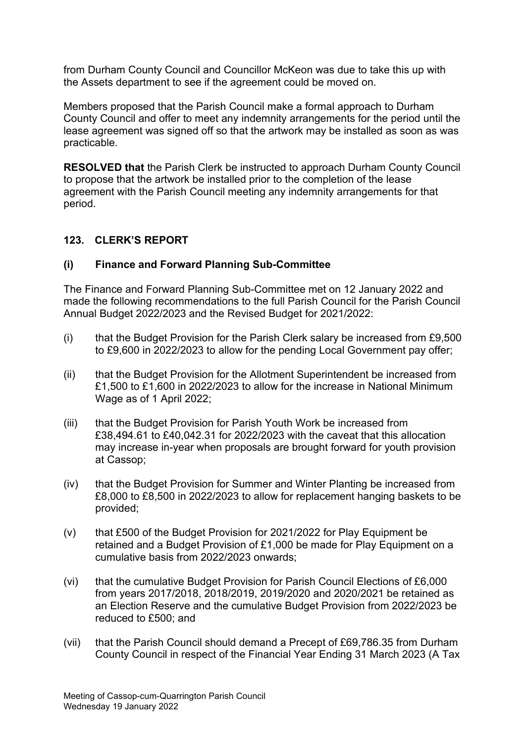from Durham County Council and Councillor McKeon was due to take this up with the Assets department to see if the agreement could be moved on.

Members proposed that the Parish Council make a formal approach to Durham County Council and offer to meet any indemnity arrangements for the period until the lease agreement was signed off so that the artwork may be installed as soon as was practicable.

**RESOLVED that** the Parish Clerk be instructed to approach Durham County Council to propose that the artwork be installed prior to the completion of the lease agreement with the Parish Council meeting any indemnity arrangements for that period.

## 123. CLERK'S REPORT

### (i) Finance and Forward Planning Sub-Committee

The Finance and Forward Planning Sub-Committee met on 12 January 2022 and made the following recommendations to the full Parish Council for the Parish Council Annual Budget 2022/2023 and the Revised Budget for 2021/2022:

(i) that the Budget Provision for the Parish Clerk salary be increased from £9,500 to £9,600 in 2022/2023 to allow for the pending Local Government pay offer;

(ii) that the Budget Provision for the Allotment Superintendent be increased from £1,500 to £1,600 in 2022/2023 to allow for the increase in National Minimum Wage as of 1 April 2022;

(iii) that the Budget Provision for Parish Youth Work be increased from £38,494.61 to £40,042.31 for 2022/2023 with the caveat that this allocation may increase in-year when proposals are brought forward for youth provision at Cassop;

(iv) that the Budget Provision for Summer and Winter Planting be increased from £8,000 to £8,500 in 2022/2023 to allow for replacement hanging baskets to be provided;

(v) that £500 of the Budget Provision for 2021/2022 for Play Equipment be retained and a Budget Provision of £1,000 be made for Play Equipment on a cumulative basis from 2022/2023 onwards;

(vi) that the cumulative Budget Provision for Parish Council Elections of £6,000 from years 2017/2018, 2018/2019, 2019/2020 and 2020/2021 be retained as an Election Reserve and the cumulative Budget Provision from 2022/2023 be reduced to £500; and

(vii) that the Parish Council should demand a Precept of £69,786.35 from Durham County Council in respect of the Financial Year Ending 31 March 2023 (A Tax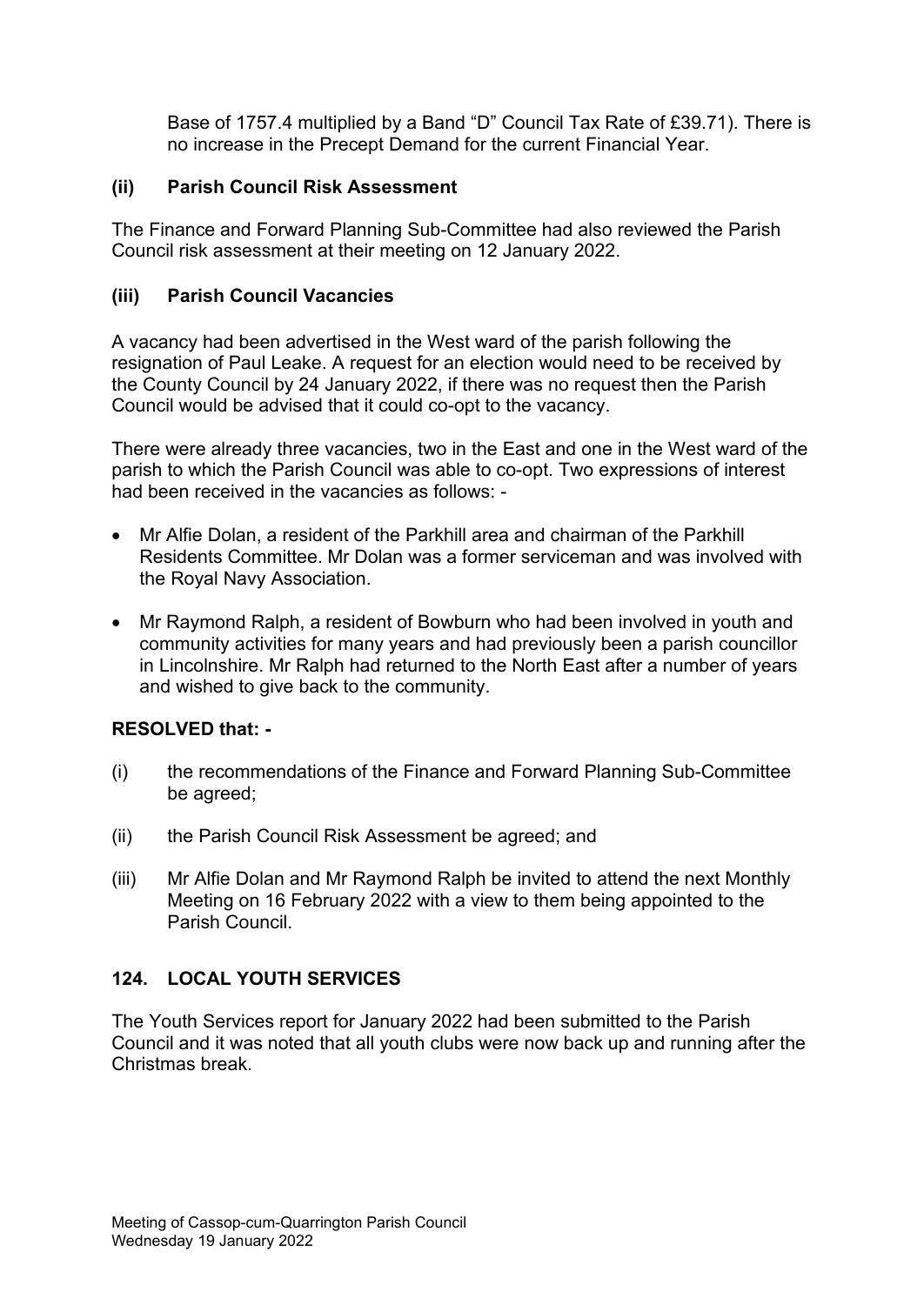Base of 1757.4 multiplied by a Band “D” Council Tax Rate of £39.71). There is no increase in the Precept Demand for the current Financial Year.

**(ii) Parish Council Risk Assessment**

The Finance and Forward Planning Sub-Committee had also reviewed the Parish Council risk assessment at their meeting on 12 January 2022.

**(iii) Parish Council Vacancies**

A vacancy had been advertised in the West ward of the parish following the resignation of Paul Leake. A request for an election would need to be received by the County Council by 24 January 2022, if there was no request then the Parish Council would be advised that it could co-opt to the vacancy.

There were already three vacancies, two in the East and one in the West ward of the parish to which the Parish Council was able to co-opt. Two expressions of interest had been received in the vacancies as follows: -

- Mr Alfie Dolan, a resident of the Parkhill area and chairman of the Parkhill Residents Committee. Mr Dolan was a former serviceman and was involved with the Royal Navy Association.
- Mr Raymond Ralph, a resident of Bowburn who had been involved in youth and community activities for many years and had previously been a parish councillor in Lincolnshire. Mr Ralph had returned to the North East after a number of years and wished to give back to the community.

**RESOLVED that: -**

(i) the recommendations of the Finance and Forward Planning Sub-Committee be agreed;

(ii) the Parish Council Risk Assessment be agreed; and

(iii) Mr Alfie Dolan and Mr Raymond Ralph be invited to attend the next Monthly Meeting on 16 February 2022 with a view to them being appointed to the Parish Council.

## 124. LOCAL YOUTH SERVICES

The Youth Services report for January 2022 had been submitted to the Parish Council and it was noted that all youth clubs were now back up and running after the Christmas break.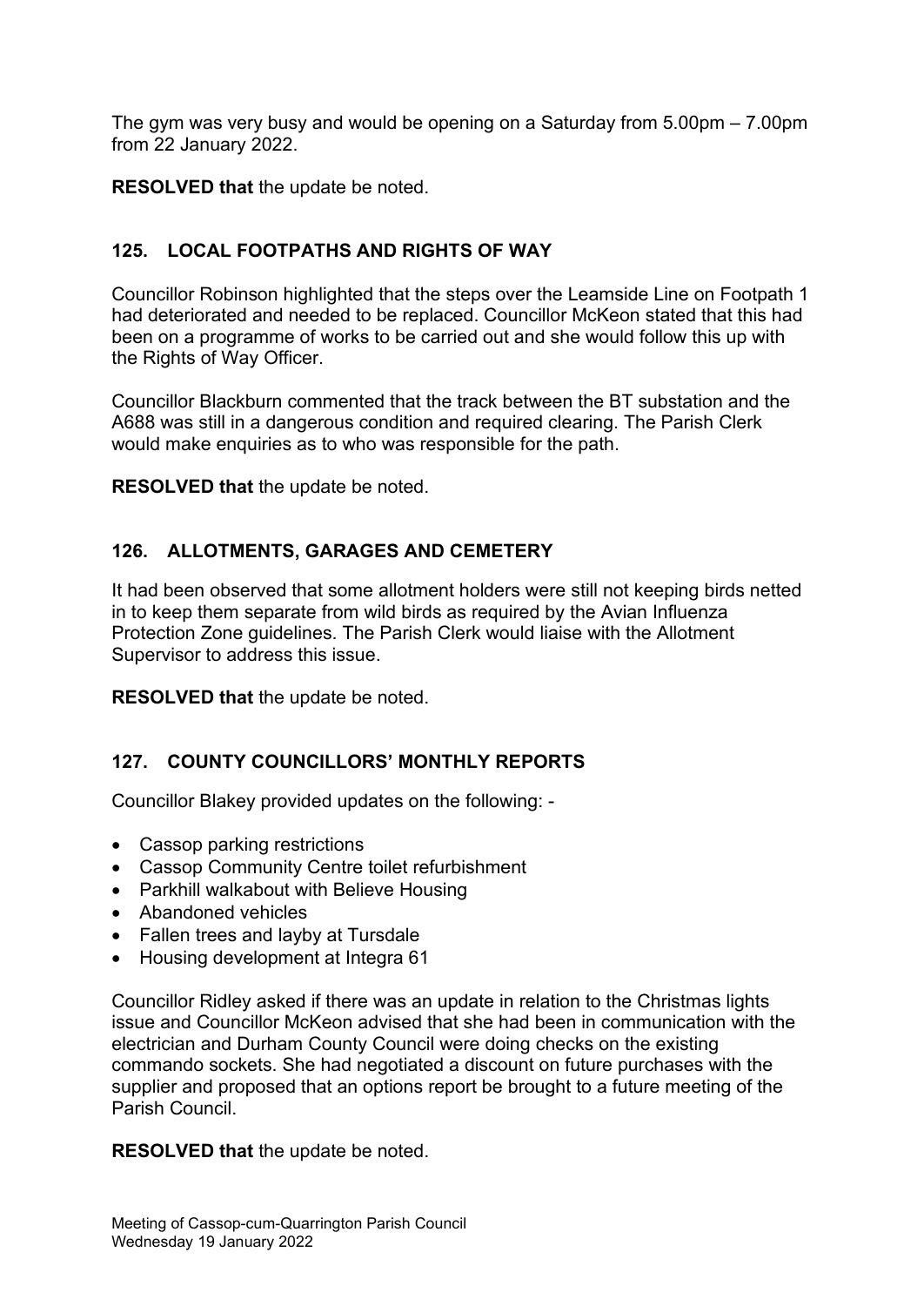The gym was very busy and would be opening on a Saturday from 5.00pm – 7.00pm from 22 January 2022.

**RESOLVED that** the update be noted.

## 125. LOCAL FOOTPATHS AND RIGHTS OF WAY

Councillor Robinson highlighted that the steps over the Leamside Line on Footpath 1 had deteriorated and needed to be replaced. Councillor McKeon stated that this had been on a programme of works to be carried out and she would follow this up with the Rights of Way Officer.

Councillor Blackburn commented that the track between the BT substation and the A688 was still in a dangerous condition and required clearing. The Parish Clerk would make enquiries as to who was responsible for the path.

**RESOLVED that** the update be noted.

## 126. ALLOTMENTS, GARAGES AND CEMETERY

It had been observed that some allotment holders were still not keeping birds netted in to keep them separate from wild birds as required by the Avian Influenza Protection Zone guidelines. The Parish Clerk would liaise with the Allotment Supervisor to address this issue.

**RESOLVED that** the update be noted.

## 127. COUNTY COUNCILLORS' MONTHLY REPORTS

Councillor Blakey provided updates on the following: -

- Cassop parking restrictions
- Cassop Community Centre toilet refurbishment
- Parkhill walkabout with Believe Housing
- Abandoned vehicles
- Fallen trees and layby at Tursdale
- Housing development at Integra 61

Councillor Ridley asked if there was an update in relation to the Christmas lights issue and Councillor McKeon advised that she had been in communication with the electrician and Durham County Council were doing checks on the existing commando sockets. She had negotiated a discount on future purchases with the supplier and proposed that an options report be brought to a future meeting of the Parish Council.

**RESOLVED that** the update be noted.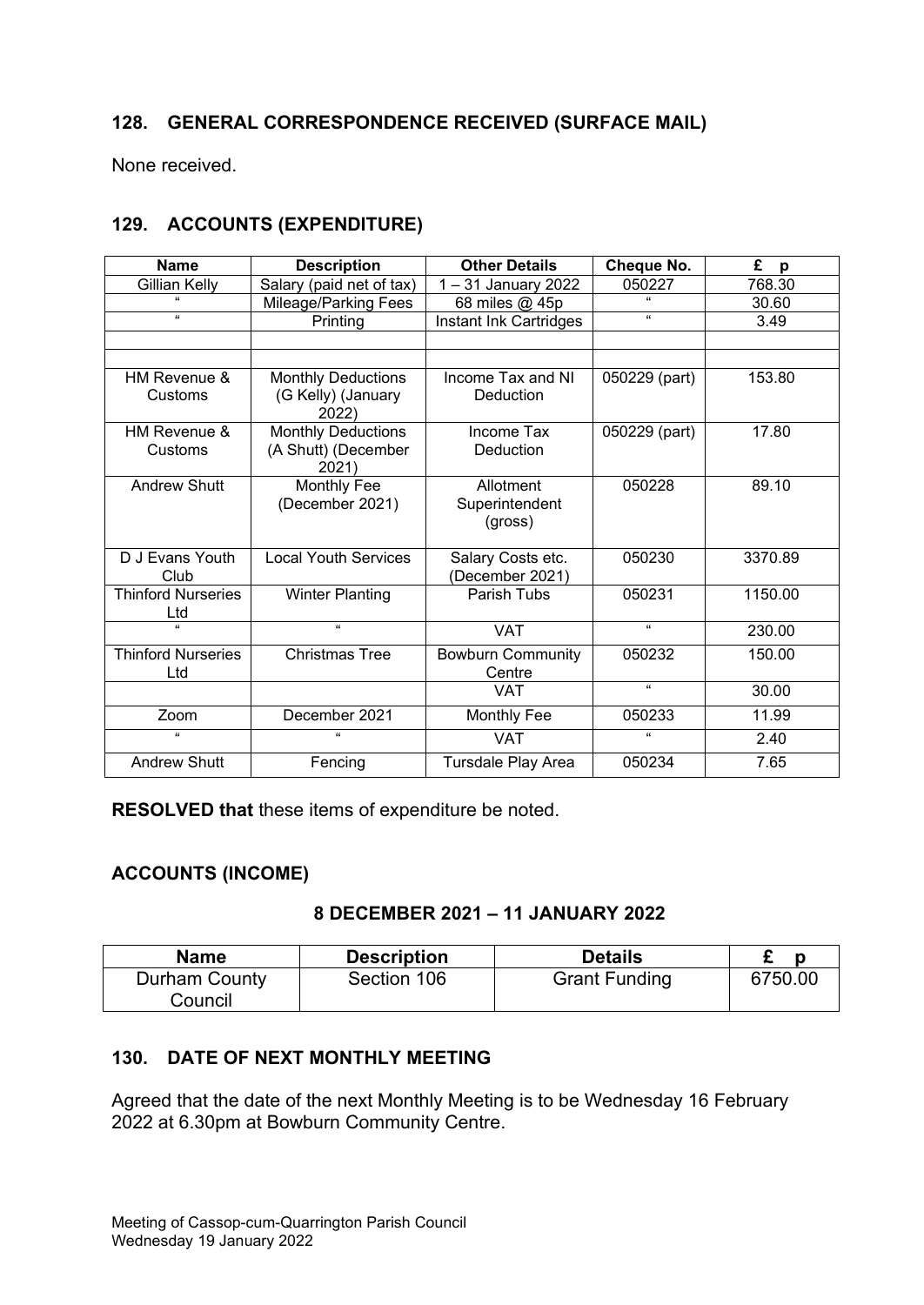## 128. GENERAL CORRESPONDENCE RECEIVED (SURFACE MAIL)

None received.

## 129. ACCOUNTS (EXPENDITURE)

| Name | Description | Other Details | Cheque No. | £ p |
|---|---|---|---|---|
| Gillian Kelly | Salary (paid net of tax) | 1 – 31 January 2022 | 050227 | 768.30 |
| " | Mileage/Parking Fees | 68 miles @ 45p | " | 30.60 |
| " | Printing | Instant Ink Cartridges | " | 3.49 |
| | | | | |
| | | | | |
| HM Revenue & Customs | Monthly Deductions (G Kelly) (January 2022) | Income Tax and NI Deduction | 050229 (part) | 153.80 |
| HM Revenue & Customs | Monthly Deductions (A Shutt) (December 2021) | Income Tax Deduction | 050229 (part) | 17.80 |
| Andrew Shutt | Monthly Fee (December 2021) | Allotment Superintendent (gross) | 050228 | 89.10 |
| D J Evans Youth Club | Local Youth Services | Salary Costs etc. (December 2021) | 050230 | 3370.89 |
| Thinford Nurseries Ltd | Winter Planting | Parish Tubs | 050231 | 1150.00 |
| " | " | VAT | " | 230.00 |
| Thinford Nurseries Ltd | Christmas Tree | Bowburn Community Centre | 050232 | 150.00 |
| | | VAT | " | 30.00 |
| Zoom | December 2021 | Monthly Fee | 050233 | 11.99 |
| " | " | VAT | " | 2.40 |
| Andrew Shutt | Fencing | Tursdale Play Area | 050234 | 7.65 |

**RESOLVED that** these items of expenditure be noted.

### ACCOUNTS (INCOME)

**8 DECEMBER 2021 – 11 JANUARY 2022**

| Name | Description | Details | £ p |
|---|---|---|---|
| Durham County Council | Section 106 | Grant Funding | 6750.00 |

## 130. DATE OF NEXT MONTHLY MEETING

Agreed that the date of the next Monthly Meeting is to be Wednesday 16 February 2022 at 6.30pm at Bowburn Community Centre.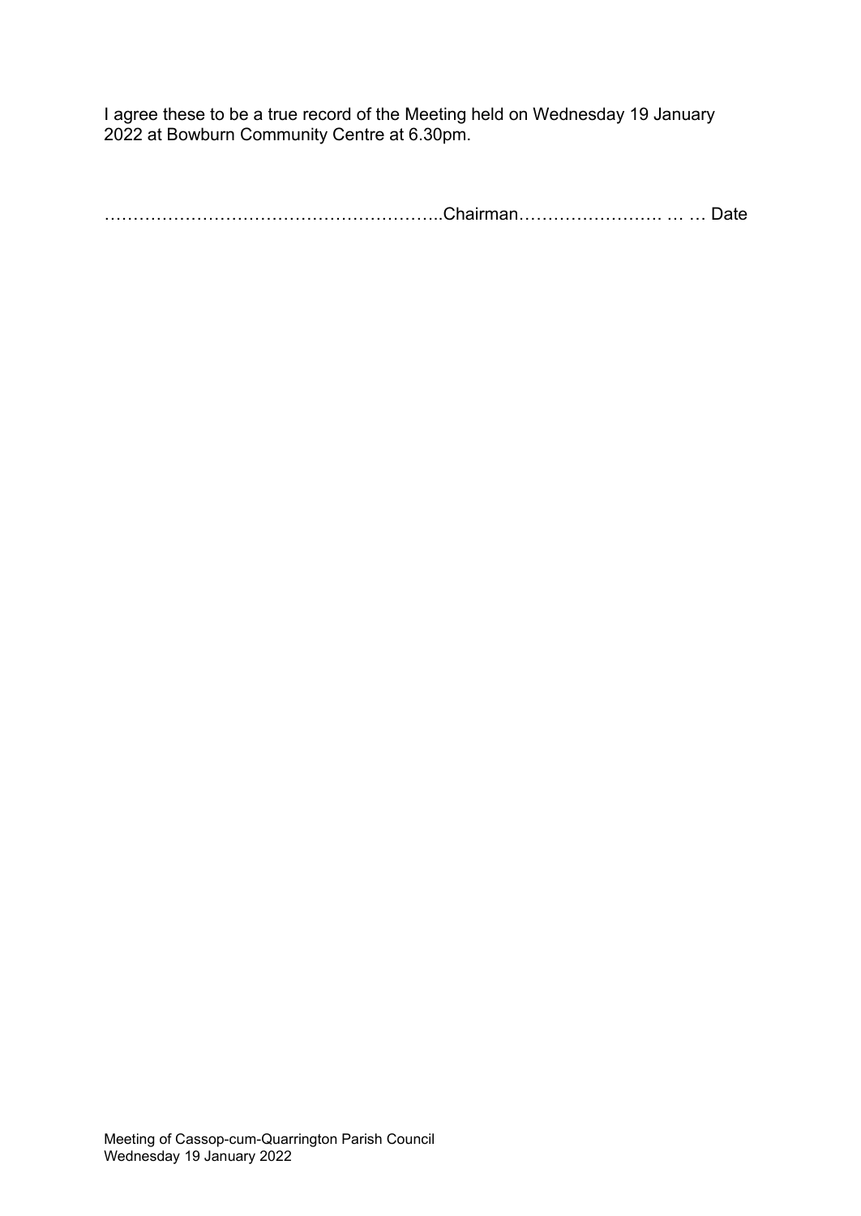I agree these to be a true record of the Meeting held on Wednesday 19 January 2022 at Bowburn Community Centre at 6.30pm.

…………………………………………………..Chairman……………………. … … Date